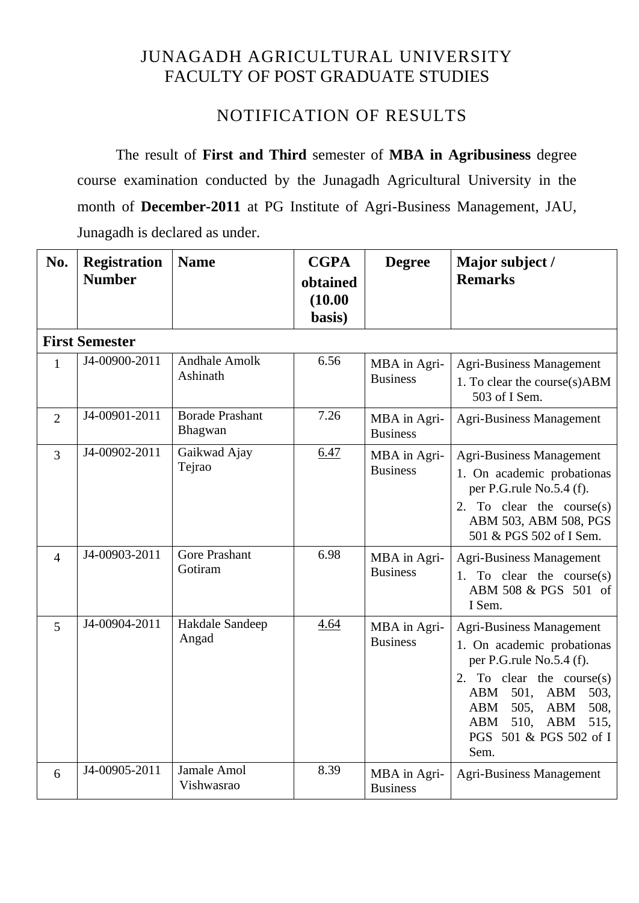# JUNAGADH AGRICULTURAL UNIVERSITY
## FACULTY OF POST GRADUATE STUDIES

## NOTIFICATION OF RESULTS

The result of **First and Third** semester of **MBA in Agribusiness** degree course examination conducted by the Junagadh Agricultural University in the month of **December-2011** at PG Institute of Agri-Business Management, JAU, Junagadh is declared as under.

| No. | Registration Number | Name | CGPA obtained (10.00 basis) | Degree | Major subject / Remarks |
|---|---|---|---|---|---|
| **First Semester** | | | | | |
| 1 | J4-00900-2011 | Andhale Amolk Ashinath | 6.56 | MBA in Agri-Business | Agri-Business Management<br>1. To clear the course(s)ABM 503 of I Sem. |
| 2 | J4-00901-2011 | Borade Prashant Bhagwan | 7.26 | MBA in Agri-Business | Agri-Business Management |
| 3 | J4-00902-2011 | Gaikwad Ajay Tejrao | <u>6.47</u> | MBA in Agri-Business | Agri-Business Management<br>1. On academic probationas per P.G.rule No.5.4 (f).<br>2. To clear the course(s) ABM 503, ABM 508, PGS 501 & PGS 502 of I Sem. |
| 4 | J4-00903-2011 | Gore Prashant Gotiram | 6.98 | MBA in Agri-Business | Agri-Business Management<br>1. To clear the course(s) ABM 508 & PGS 501 of I Sem. |
| 5 | J4-00904-2011 | Hakdale Sandeep Angad | <u>4.64</u> | MBA in Agri-Business | Agri-Business Management<br>1. On academic probationas per P.G.rule No.5.4 (f).<br>2. To clear the course(s) ABM 501, ABM 503, ABM 505, ABM 508, ABM 510, ABM 515, PGS 501 & PGS 502 of I Sem. |
| 6 | J4-00905-2011 | Jamale Amol Vishwasrao | 8.39 | MBA in Agri-Business | Agri-Business Management |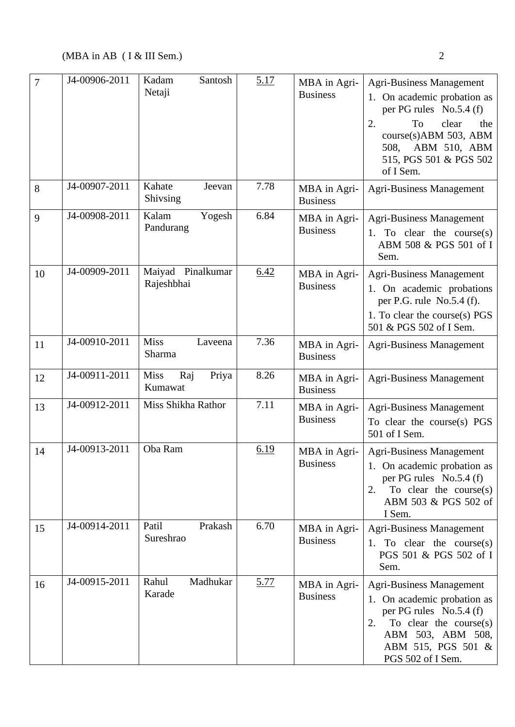| 7 | J4-00906-2011 | Kadam Santosh Netaji | <u>5.17</u> | MBA in Agri-Business | Agri-Business Management<br>1. On academic probation as per PG rules No.5.4 (f)<br>2. To clear the course(s)ABM 503, ABM 508, ABM 510, ABM 515, PGS 501 & PGS 502 of I Sem. |
|---|---|---|---|---|---|
| 8 | J4-00907-2011 | Kahate Jeevan Shivsing | 7.78 | MBA in Agri-Business | Agri-Business Management |
| 9 | J4-00908-2011 | Kalam Yogesh Pandurang | 6.84 | MBA in Agri-Business | Agri-Business Management<br>1. To clear the course(s) ABM 508 & PGS 501 of I Sem. |
| 10 | J4-00909-2011 | Maiyad Pinalkumar Rajeshbhai | <u>6.42</u> | MBA in Agri-Business | Agri-Business Management<br>1. On academic probations per P.G. rule No.5.4 (f).<br>1. To clear the course(s) PGS 501 & PGS 502 of I Sem. |
| 11 | J4-00910-2011 | Miss Laveena Sharma | 7.36 | MBA in Agri-Business | Agri-Business Management |
| 12 | J4-00911-2011 | Miss Raj Priya Kumawat | 8.26 | MBA in Agri-Business | Agri-Business Management |
| 13 | J4-00912-2011 | Miss Shikha Rathor | 7.11 | MBA in Agri-Business | Agri-Business Management<br>To clear the course(s) PGS 501 of I Sem. |
| 14 | J4-00913-2011 | Oba Ram | <u>6.19</u> | MBA in Agri-Business | Agri-Business Management<br>1. On academic probation as per PG rules No.5.4 (f)<br>2. To clear the course(s) ABM 503 & PGS 502 of I Sem. |
| 15 | J4-00914-2011 | Patil Prakash Sureshrao | 6.70 | MBA in Agri-Business | Agri-Business Management<br>1. To clear the course(s) PGS 501 & PGS 502 of I Sem. |
| 16 | J4-00915-2011 | Rahul Madhukar Karade | <u>5.77</u> | MBA in Agri-Business | Agri-Business Management<br>1. On academic probation as per PG rules No.5.4 (f)<br>2. To clear the course(s) ABM 503, ABM 508, ABM 515, PGS 501 & PGS 502 of I Sem. |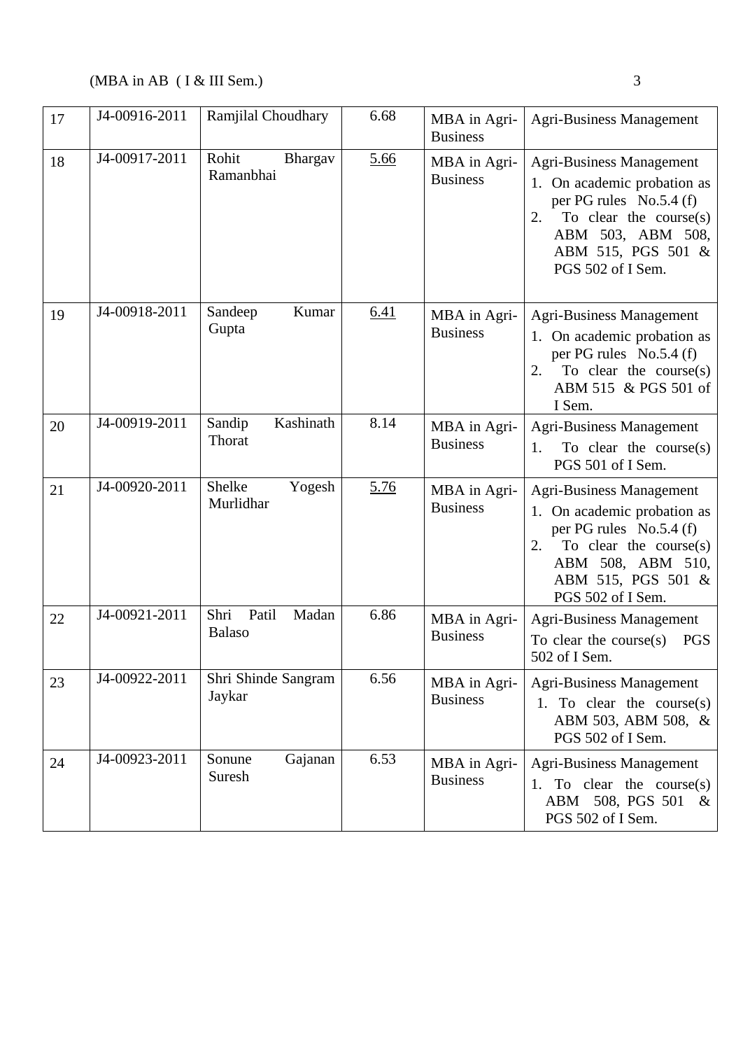(MBA in AB ( I & III Sem.)

| 17 | J4-00916-2011 | Ramjilal Choudhary | 6.68 | MBA in Agri-Business | Agri-Business Management |
|---|---|---|---|---|---|
| 18 | J4-00917-2011 | Rohit Bhargav Ramanbhai | 5.66 | MBA in Agri-Business | Agri-Business Management<br>1. On academic probation as per PG rules No.5.4 (f)<br>2. To clear the course(s) ABM 503, ABM 508, ABM 515, PGS 501 & PGS 502 of I Sem. |
| 19 | J4-00918-2011 | Sandeep Kumar Gupta | 6.41 | MBA in Agri-Business | Agri-Business Management<br>1. On academic probation as per PG rules No.5.4 (f)<br>2. To clear the course(s) ABM 515 & PGS 501 of I Sem. |
| 20 | J4-00919-2011 | Sandip Kashinath Thorat | 8.14 | MBA in Agri-Business | Agri-Business Management<br>1. To clear the course(s) PGS 501 of I Sem. |
| 21 | J4-00920-2011 | Shelke Yogesh Murlidhar | 5.76 | MBA in Agri-Business | Agri-Business Management<br>1. On academic probation as per PG rules No.5.4 (f)<br>2. To clear the course(s) ABM 508, ABM 510, ABM 515, PGS 501 & PGS 502 of I Sem. |
| 22 | J4-00921-2011 | Shri Patil Madan Balaso | 6.86 | MBA in Agri-Business | Agri-Business Management<br>To clear the course(s) PGS 502 of I Sem. |
| 23 | J4-00922-2011 | Shri Shinde Sangram Jaykar | 6.56 | MBA in Agri-Business | Agri-Business Management<br>1. To clear the course(s) ABM 503, ABM 508, & PGS 502 of I Sem. |
| 24 | J4-00923-2011 | Sonune Gajanan Suresh | 6.53 | MBA in Agri-Business | Agri-Business Management<br>1. To clear the course(s) ABM 508, PGS 501 & PGS 502 of I Sem. |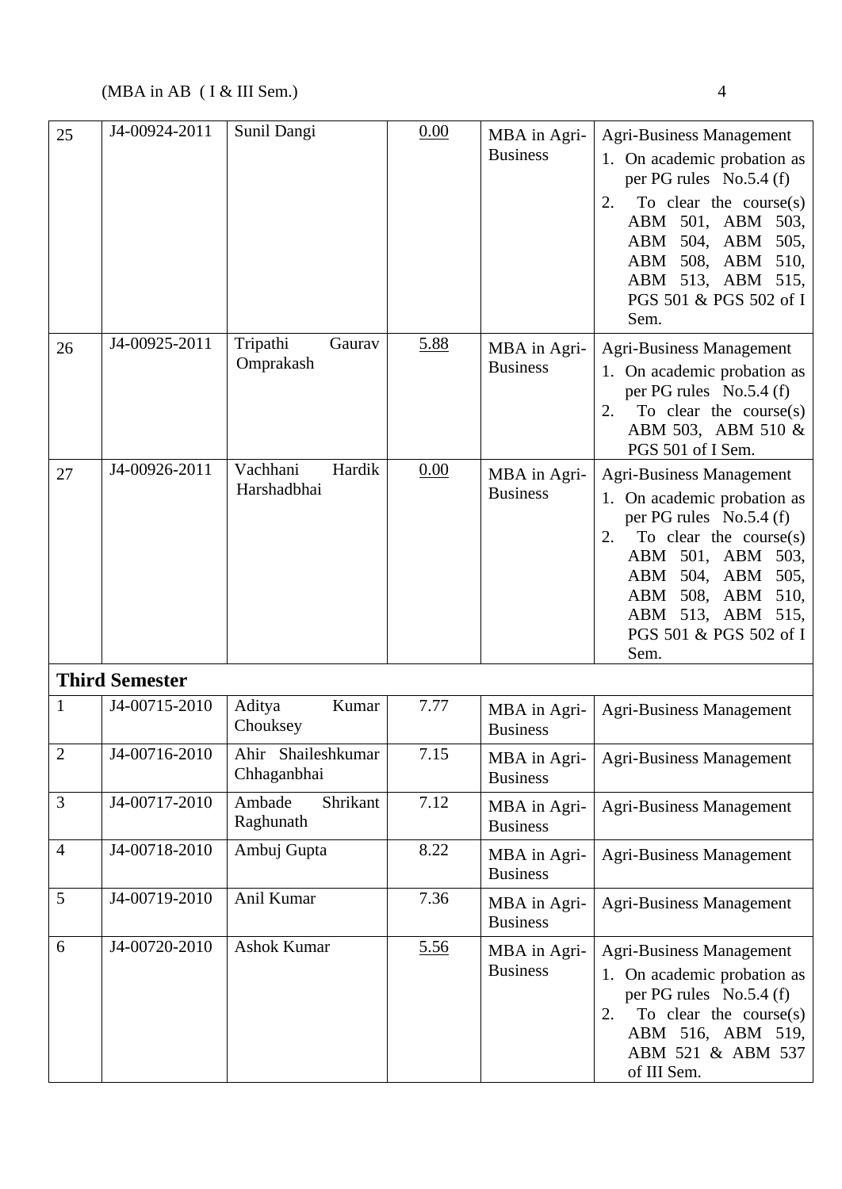| | | | | | |
|---|---|---|---|---|---|
| 25 | J4-00924-2011 | Sunil Dangi | 0.00 | MBA in Agri-Business | Agri-Business Management<br>1. On academic probation as per PG rules No.5.4 (f)<br>2. To clear the course(s) ABM 501, ABM 503, ABM 504, ABM 505, ABM 508, ABM 510, ABM 513, ABM 515, PGS 501 & PGS 502 of I Sem. |
| 26 | J4-00925-2011 | Tripathi Gaurav Omprakash | 5.88 | MBA in Agri-Business | Agri-Business Management<br>1. On academic probation as per PG rules No.5.4 (f)<br>2. To clear the course(s) ABM 503, ABM 510 & PGS 501 of I Sem. |
| 27 | J4-00926-2011 | Vachhani Hardik Harshadbhai | 0.00 | MBA in Agri-Business | Agri-Business Management<br>1. On academic probation as per PG rules No.5.4 (f)<br>2. To clear the course(s) ABM 501, ABM 503, ABM 504, ABM 505, ABM 508, ABM 510, ABM 513, ABM 515, PGS 501 & PGS 502 of I Sem. |
| **Third Semester** | | | | | |
| 1 | J4-00715-2010 | Aditya Kumar Chouksey | 7.77 | MBA in Agri-Business | Agri-Business Management |
| 2 | J4-00716-2010 | Ahir Shaileshkumar Chhaganbhai | 7.15 | MBA in Agri-Business | Agri-Business Management |
| 3 | J4-00717-2010 | Ambade Shrikant Raghunath | 7.12 | MBA in Agri-Business | Agri-Business Management |
| 4 | J4-00718-2010 | Ambuj Gupta | 8.22 | MBA in Agri-Business | Agri-Business Management |
| 5 | J4-00719-2010 | Anil Kumar | 7.36 | MBA in Agri-Business | Agri-Business Management |
| 6 | J4-00720-2010 | Ashok Kumar | 5.56 | MBA in Agri-Business | Agri-Business Management<br>1. On academic probation as per PG rules No.5.4 (f)<br>2. To clear the course(s) ABM 516, ABM 519, ABM 521 & ABM 537 of III Sem. |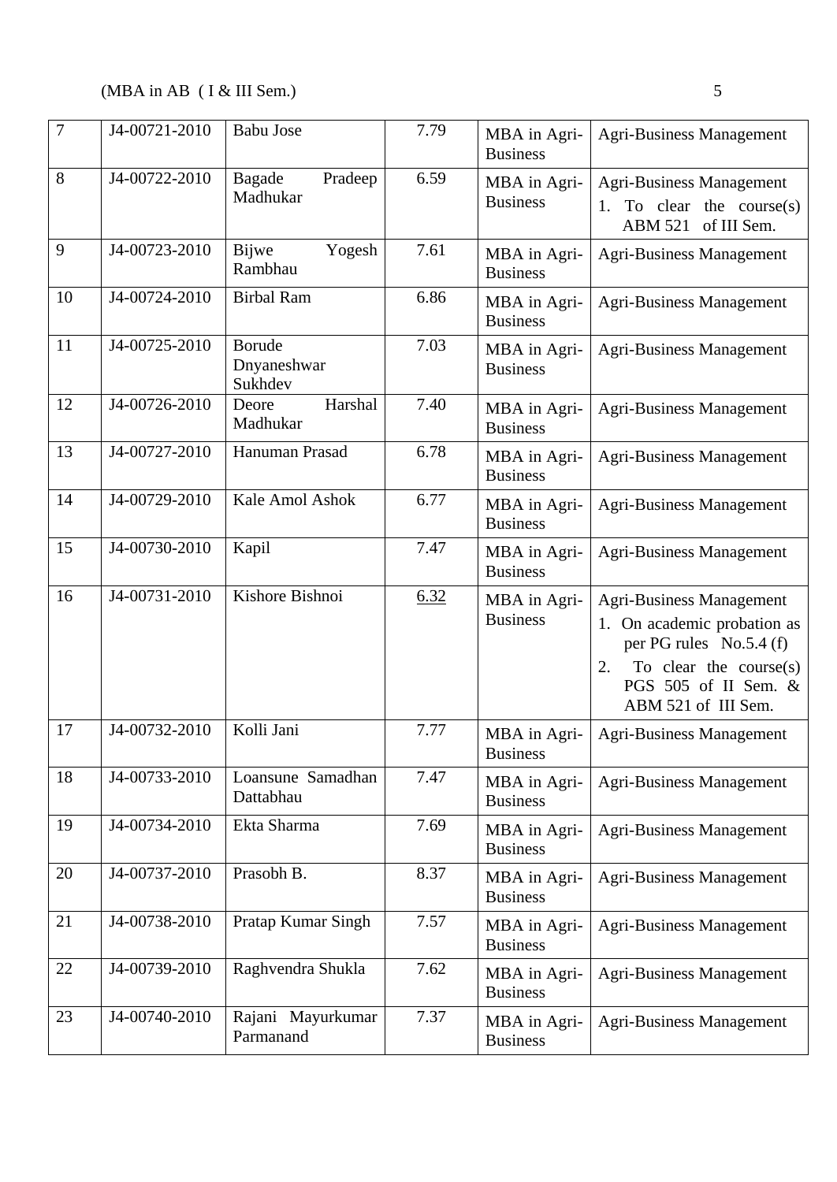| 7 | J4-00721-2010 | Babu Jose | 7.79 | MBA in Agri-Business | Agri-Business Management |
|---|---|---|---|---|---|
| 8 | J4-00722-2010 | Bagade Pradeep Madhukar | 6.59 | MBA in Agri-Business | Agri-Business Management<br>1. To clear the course(s) ABM 521 of III Sem. |
| 9 | J4-00723-2010 | Bijwe Yogesh Rambhau | 7.61 | MBA in Agri-Business | Agri-Business Management |
| 10 | J4-00724-2010 | Birbal Ram | 6.86 | MBA in Agri-Business | Agri-Business Management |
| 11 | J4-00725-2010 | Borude Dnyaneshwar Sukhdev | 7.03 | MBA in Agri-Business | Agri-Business Management |
| 12 | J4-00726-2010 | Deore Harshal Madhukar | 7.40 | MBA in Agri-Business | Agri-Business Management |
| 13 | J4-00727-2010 | Hanuman Prasad | 6.78 | MBA in Agri-Business | Agri-Business Management |
| 14 | J4-00729-2010 | Kale Amol Ashok | 6.77 | MBA in Agri-Business | Agri-Business Management |
| 15 | J4-00730-2010 | Kapil | 7.47 | MBA in Agri-Business | Agri-Business Management |
| 16 | J4-00731-2010 | Kishore Bishnoi | 6.32 | MBA in Agri-Business | Agri-Business Management<br>1. On academic probation as per PG rules No.5.4 (f)<br>2. To clear the course(s) PGS 505 of II Sem. & ABM 521 of III Sem. |
| 17 | J4-00732-2010 | Kolli Jani | 7.77 | MBA in Agri-Business | Agri-Business Management |
| 18 | J4-00733-2010 | Loansune Samadhan Dattabhau | 7.47 | MBA in Agri-Business | Agri-Business Management |
| 19 | J4-00734-2010 | Ekta Sharma | 7.69 | MBA in Agri-Business | Agri-Business Management |
| 20 | J4-00737-2010 | Prasobh B. | 8.37 | MBA in Agri-Business | Agri-Business Management |
| 21 | J4-00738-2010 | Pratap Kumar Singh | 7.57 | MBA in Agri-Business | Agri-Business Management |
| 22 | J4-00739-2010 | Raghvendra Shukla | 7.62 | MBA in Agri-Business | Agri-Business Management |
| 23 | J4-00740-2010 | Rajani Mayurkumar Parmanand | 7.37 | MBA in Agri-Business | Agri-Business Management |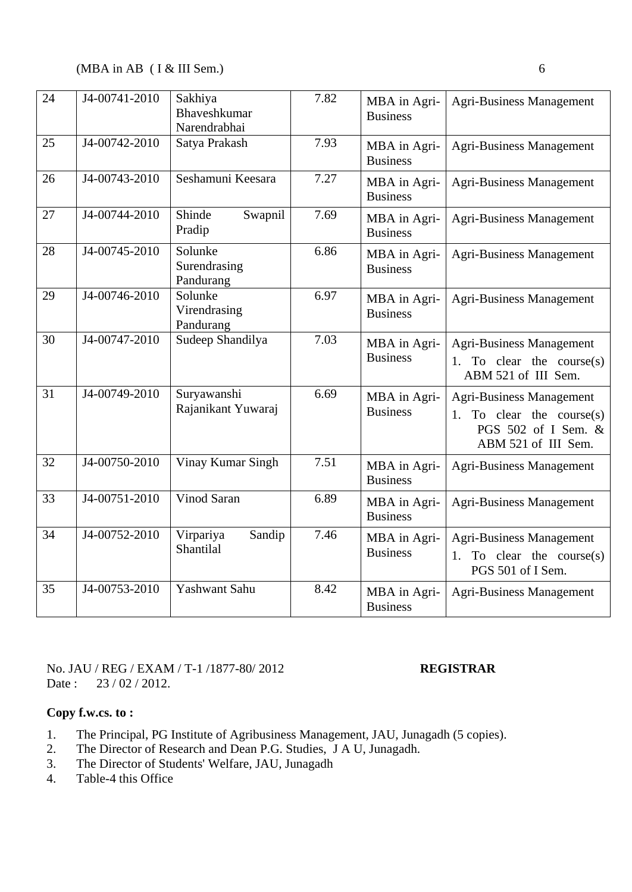(MBA in AB ( I & III Sem.)

| | | | | | |
|---|---|---|---|---|---|
| 24 | J4-00741-2010 | Sakhiya Bhaveshkumar Narendrabhai | 7.82 | MBA in Agri-Business | Agri-Business Management |
| 25 | J4-00742-2010 | Satya Prakash | 7.93 | MBA in Agri-Business | Agri-Business Management |
| 26 | J4-00743-2010 | Seshamuni Keesara | 7.27 | MBA in Agri-Business | Agri-Business Management |
| 27 | J4-00744-2010 | Shinde Swapnil Pradip | 7.69 | MBA in Agri-Business | Agri-Business Management |
| 28 | J4-00745-2010 | Solunke Surendrasing Pandurang | 6.86 | MBA in Agri-Business | Agri-Business Management |
| 29 | J4-00746-2010 | Solunke Virendrasing Pandurang | 6.97 | MBA in Agri-Business | Agri-Business Management |
| 30 | J4-00747-2010 | Sudeep Shandilya | 7.03 | MBA in Agri-Business | Agri-Business Management<br>1. To clear the course(s) ABM 521 of III Sem. |
| 31 | J4-00749-2010 | Suryawanshi Rajanikant Yuwaraj | 6.69 | MBA in Agri-Business | Agri-Business Management<br>1. To clear the course(s) PGS 502 of I Sem. & ABM 521 of III Sem. |
| 32 | J4-00750-2010 | Vinay Kumar Singh | 7.51 | MBA in Agri-Business | Agri-Business Management |
| 33 | J4-00751-2010 | Vinod Saran | 6.89 | MBA in Agri-Business | Agri-Business Management |
| 34 | J4-00752-2010 | Virpariya Sandip Shantilal | 7.46 | MBA in Agri-Business | Agri-Business Management<br>1. To clear the course(s) PGS 501 of I Sem. |
| 35 | J4-00753-2010 | Yashwant Sahu | 8.42 | MBA in Agri-Business | Agri-Business Management |

No. JAU / REG / EXAM / T-1 /1877-80/ 2012 **REGISTRAR**
Date : 23 / 02 / 2012.

**Copy f.w.cs. to :**

1. The Principal, PG Institute of Agribusiness Management, JAU, Junagadh (5 copies).
2. The Director of Research and Dean P.G. Studies, J A U, Junagadh.
3. The Director of Students' Welfare, JAU, Junagadh
4. Table-4 this Office